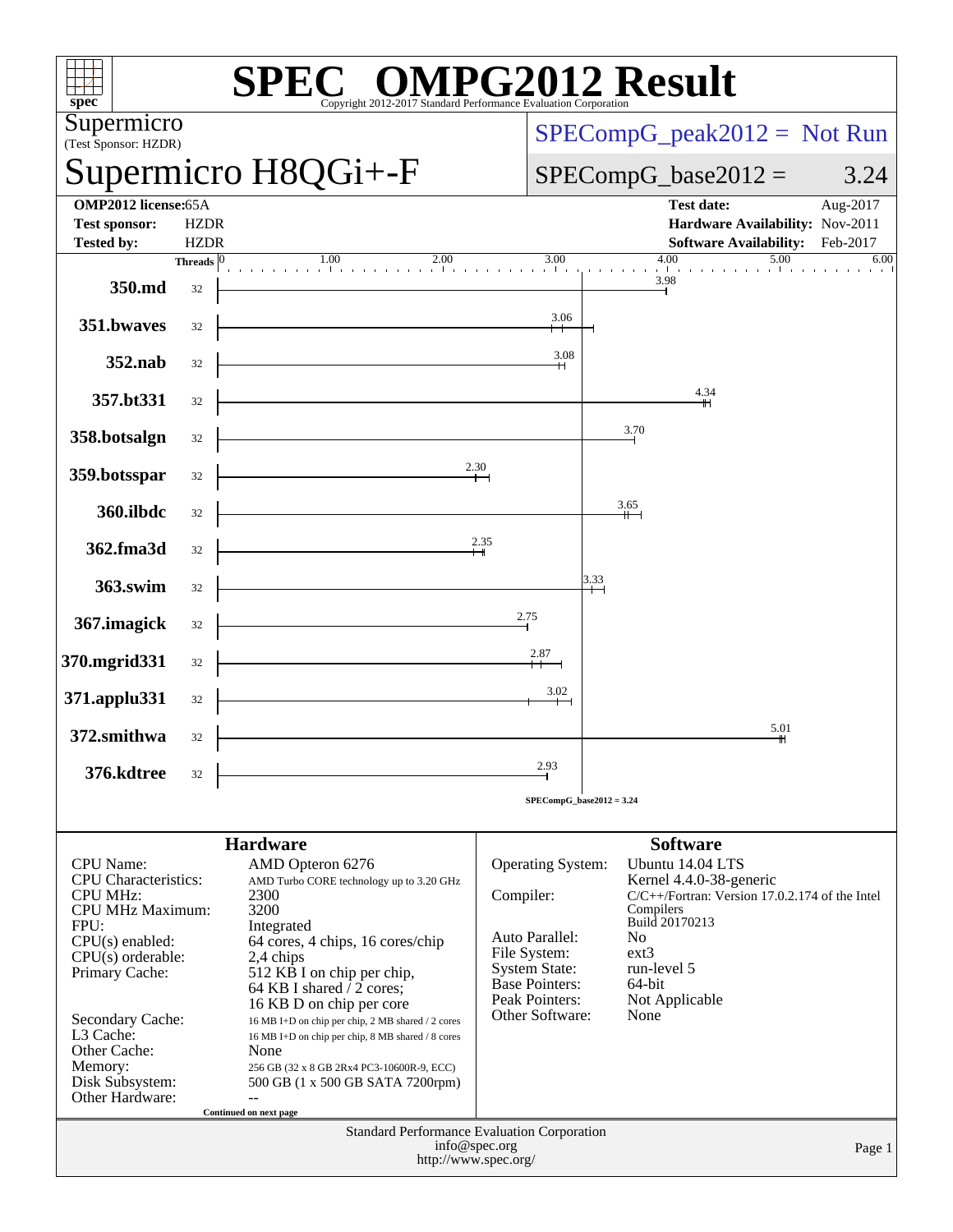# SPEC® OMPG2012 Result

Copyright 2012-2017 Standard Performance Evaluation Corporation

**Supermicro**
(Test Sponsor: HZDR)

## Supermicro H8QGi+-F

SPECompG_peak2012 = Not Run

SPECompG_base2012 = 3.24

| | | | |
|---|---|---|---|
| **OMP2012 license:** | 65A | **Test date:** | Aug-2017 |
| **Test sponsor:** | HZDR | **Hardware Availability:** | Nov-2011 |
| **Tested by:** | HZDR | **Software Availability:** | Feb-2017 |

| Benchmark | Threads | Base Ratio |
|---|---|---|
| 350.md | 32 | 3.98 |
| 351.bwaves | 32 | 3.06 |
| 352.nab | 32 | 3.08 |
| 357.bt331 | 32 | 4.34 |
| 358.botsalgn | 32 | 3.70 |
| 359.botsspar | 32 | 2.30 |
| 360.ilbdc | 32 | 3.65 |
| 362.fma3d | 32 | 2.35 |
| 363.swim | 32 | 3.33 |
| 367.imagick | 32 | 2.75 |
| 370.mgrid331 | 32 | 2.87 |
| 371.applu331 | 32 | 3.02 |
| 372.smithwa | 32 | 5.01 |
| 376.kdtree | 32 | 2.93 |

SPECompG_base2012 = 3.24

### Hardware

| | |
|---|---|
| CPU Name: | AMD Opteron 6276 |
| CPU Characteristics: | AMD Turbo CORE technology up to 3.20 GHz |
| CPU MHz: | 2300 |
| CPU MHz Maximum: | 3200 |
| FPU: | Integrated |
| CPU(s) enabled: | 64 cores, 4 chips, 16 cores/chip |
| CPU(s) orderable: | 2,4 chips |
| Primary Cache: | 512 KB I on chip per chip, 64 KB I shared / 2 cores; 16 KB D on chip per core |
| Secondary Cache: | 16 MB I+D on chip per chip, 2 MB shared / 2 cores |
| L3 Cache: | 16 MB I+D on chip per chip, 8 MB shared / 8 cores |
| Other Cache: | None |
| Memory: | 256 GB (32 x 8 GB 2Rx4 PC3-10600R-9, ECC) |
| Disk Subsystem: | 500 GB (1 x 500 GB SATA 7200rpm) |
| Other Hardware: | -- |

Continued on next page

### Software

| | |
|---|---|
| Operating System: | Ubuntu 14.04 LTS<br>Kernel 4.4.0-38-generic |
| Compiler: | C/C++/Fortran: Version 17.0.2.174 of the Intel Compilers<br>Build 20170213 |
| Auto Parallel: | No |
| File System: | ext3 |
| System State: | run-level 5 |
| Base Pointers: | 64-bit |
| Peak Pointers: | Not Applicable |
| Other Software: | None |

Standard Performance Evaluation Corporation
info@spec.org
http://www.spec.org/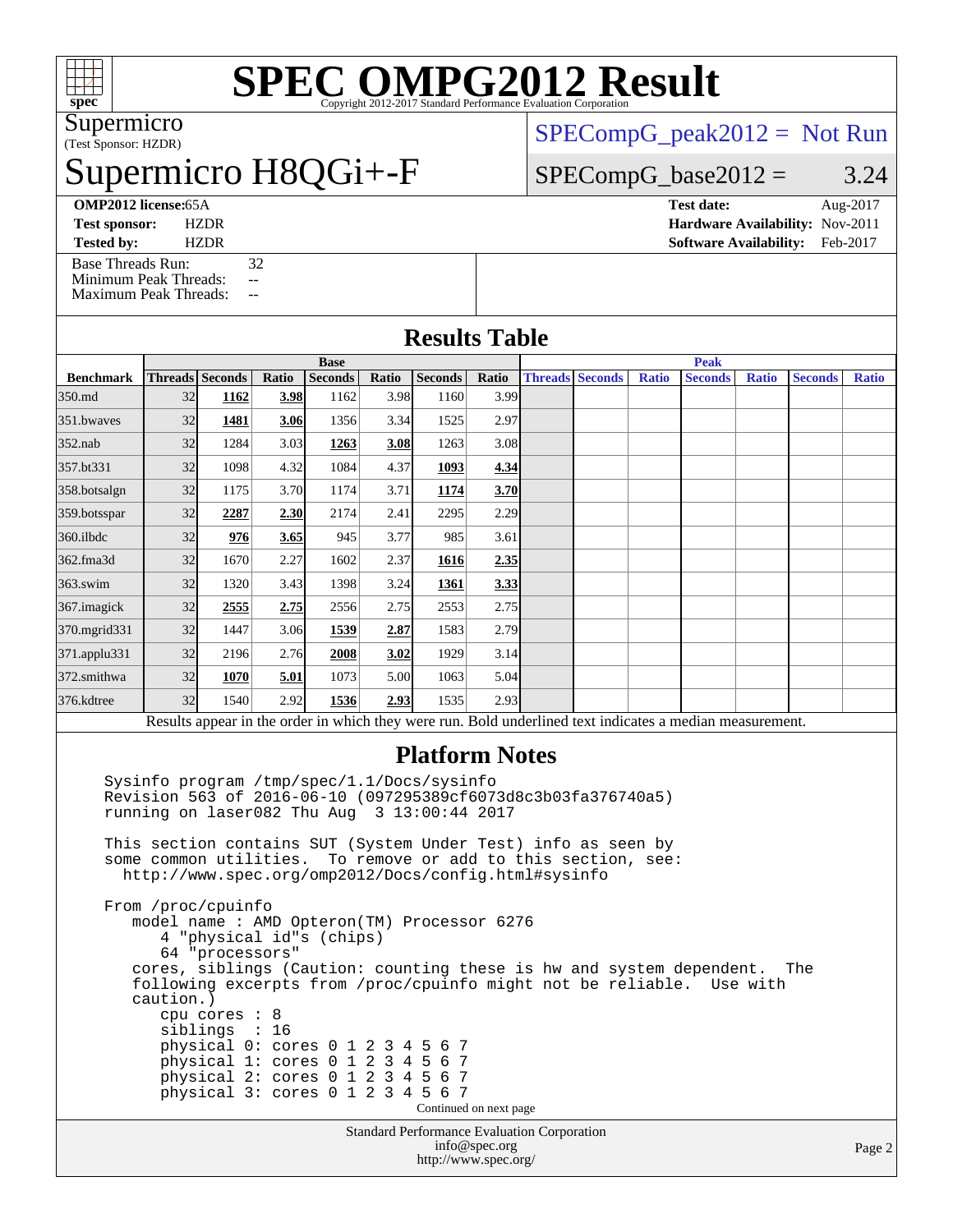# SPEC OMPG2012 Result

Copyright 2012-2017 Standard Performance Evaluation Corporation

Supermicro
(Test Sponsor: HZDR)

# Supermicro H8QGi+-F

SPECompG_peak2012 = Not Run

SPECompG_base2012 = 3.24

**OMP2012 license:** 65A | **Test date:** Aug-2017
**Test sponsor:** HZDR | **Hardware Availability:** Nov-2011
**Tested by:** HZDR | **Software Availability:** Feb-2017

Base Threads Run: 32
Minimum Peak Threads: --
Maximum Peak Threads: --

## Results Table

| | Base | | | | | | | | Peak | | | | | | | |
|---|---|---|---|---|---|---|---|---|---|---|---|---|---|---|---|---|
| **Benchmark** | **Threads** | **Seconds** | **Ratio** | **Seconds** | **Ratio** | **Seconds** | **Ratio** | | **Threads** | **Seconds** | **Ratio** | **Seconds** | **Ratio** | **Seconds** | **Ratio** |
| 350.md | 32 | **1162** | **3.98** | 1162 | 3.98 | 1160 | 3.99 | | | | | | | | |
| 351.bwaves | 32 | **1481** | **3.06** | 1356 | 3.34 | 1525 | 2.97 | | | | | | | | |
| 352.nab | 32 | 1284 | 3.03 | **1263** | **3.08** | 1263 | 3.08 | | | | | | | | |
| 357.bt331 | 32 | 1098 | 4.32 | 1084 | 4.37 | **1093** | **4.34** | | | | | | | | |
| 358.botsalgn | 32 | 1175 | 3.70 | 1174 | 3.71 | **1174** | **3.70** | | | | | | | | |
| 359.botsspar | 32 | **2287** | **2.30** | 2174 | 2.41 | 2295 | 2.29 | | | | | | | | |
| 360.ilbdc | 32 | **976** | **3.65** | 945 | 3.77 | 985 | 3.61 | | | | | | | | |
| 362.fma3d | 32 | 1670 | 2.27 | 1602 | 2.37 | **1616** | **2.35** | | | | | | | | |
| 363.swim | 32 | 1320 | 3.43 | 1398 | 3.24 | **1361** | **3.33** | | | | | | | | |
| 367.imagick | 32 | **2555** | **2.75** | 2556 | 2.75 | 2553 | 2.75 | | | | | | | | |
| 370.mgrid331 | 32 | 1447 | 3.06 | **1539** | **2.87** | 1583 | 2.79 | | | | | | | | |
| 371.applu331 | 32 | 2196 | 2.76 | **2008** | **3.02** | 1929 | 3.14 | | | | | | | | |
| 372.smithwa | 32 | **1070** | **5.01** | 1073 | 5.00 | 1063 | 5.04 | | | | | | | | |
| 376.kdtree | 32 | 1540 | 2.92 | **1536** | **2.93** | 1535 | 2.93 | | | | | | | | |

Results appear in the order in which they were run. Bold underlined text indicates a median measurement.

## Platform Notes

```
Sysinfo program /tmp/spec/1.1/Docs/sysinfo
Revision 563 of 2016-06-10 (097295389cf6073d8c3b03fa376740a5)
running on laser082 Thu Aug  3 13:00:44 2017

This section contains SUT (System Under Test) info as seen by
some common utilities.  To remove or add to this section, see:
  http://www.spec.org/omp2012/Docs/config.html#sysinfo

From /proc/cpuinfo
   model name : AMD Opteron(TM) Processor 6276
      4 "physical id"s (chips)
      64 "processors"
   cores, siblings (Caution: counting these is hw and system dependent.  The
   following excerpts from /proc/cpuinfo might not be reliable.  Use with
   caution.)
      cpu cores : 8
      siblings  : 16
      physical 0: cores 0 1 2 3 4 5 6 7
      physical 1: cores 0 1 2 3 4 5 6 7
      physical 2: cores 0 1 2 3 4 5 6 7
      physical 3: cores 0 1 2 3 4 5 6 7
```

Continued on next page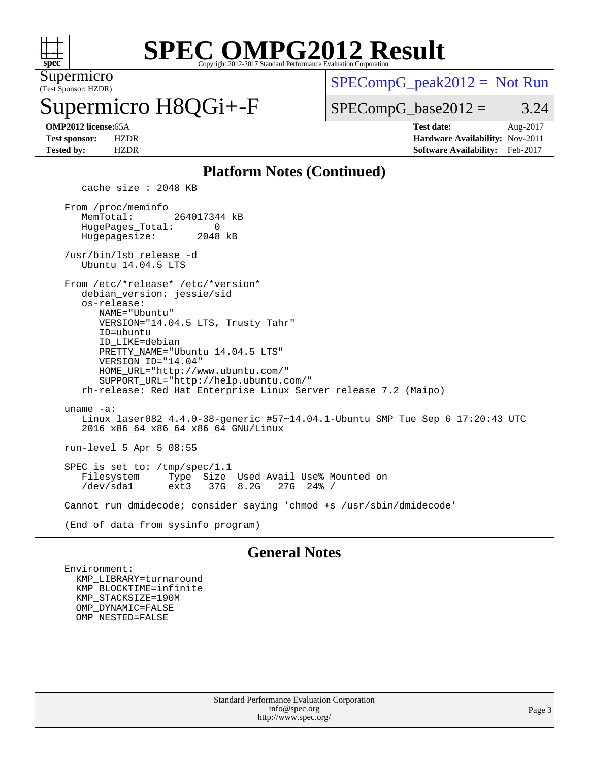# SPEC OMPG2012 Result

Copyright 2012-2017 Standard Performance Evaluation Corporation

Supermicro
(Test Sponsor: HZDR)

# Supermicro H8QGi+-F

SPECompG_peak2012 = Not Run

SPECompG_base2012 = 3.24

| | | | |
|---|---|---|---|
| **OMP2012 license:** | 65A | **Test date:** | Aug-2017 |
| **Test sponsor:** | HZDR | **Hardware Availability:** | Nov-2011 |
| **Tested by:** | HZDR | **Software Availability:** | Feb-2017 |

## Platform Notes (Continued)

```
    cache size : 2048 KB

 From /proc/meminfo
    MemTotal:       264017344 kB
    HugePages_Total:       0
    Hugepagesize:       2048 kB

 /usr/bin/lsb_release -d
    Ubuntu 14.04.5 LTS

 From /etc/*release* /etc/*version*
    debian_version: jessie/sid
    os-release:
       NAME="Ubuntu"
       VERSION="14.04.5 LTS, Trusty Tahr"
       ID=ubuntu
       ID_LIKE=debian
       PRETTY_NAME="Ubuntu 14.04.5 LTS"
       VERSION_ID="14.04"
       HOME_URL="http://www.ubuntu.com/"
       SUPPORT_URL="http://help.ubuntu.com/"
    rh-release: Red Hat Enterprise Linux Server release 7.2 (Maipo)

 uname -a:
    Linux laser082 4.4.0-38-generic #57~14.04.1-Ubuntu SMP Tue Sep 6 17:20:43 UTC
    2016 x86_64 x86_64 x86_64 GNU/Linux

 run-level 5 Apr 5 08:55

 SPEC is set to: /tmp/spec/1.1
    Filesystem     Type  Size  Used Avail Use% Mounted on
    /dev/sda1      ext3   37G  8.2G   27G  24% /

 Cannot run dmidecode; consider saying 'chmod +s /usr/sbin/dmidecode'

 (End of data from sysinfo program)
```

## General Notes

```
Environment:
  KMP_LIBRARY=turnaround
  KMP_BLOCKTIME=infinite
  KMP_STACKSIZE=190M
  OMP_DYNAMIC=FALSE
  OMP_NESTED=FALSE
```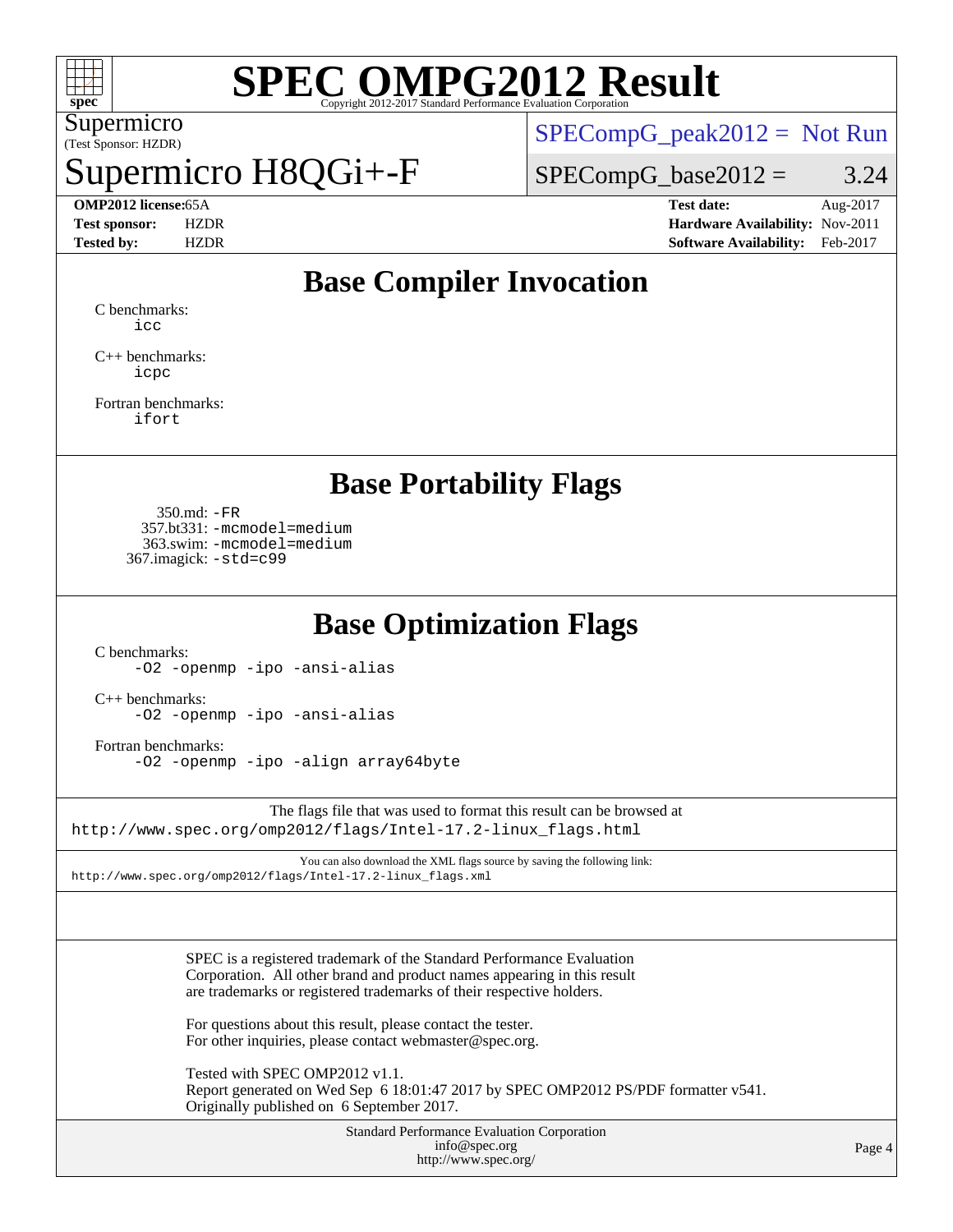# Base Compiler Invocation

C benchmarks:
    icc

C++ benchmarks:
    icpc

Fortran benchmarks:
    ifort

# Base Portability Flags

350.md: -FR
357.bt331: -mcmodel=medium
363.swim: -mcmodel=medium
367.imagick: -std=c99

# Base Optimization Flags

C benchmarks:
    -O2 -openmp -ipo -ansi-alias

C++ benchmarks:
    -O2 -openmp -ipo -ansi-alias

Fortran benchmarks:
    -O2 -openmp -ipo -align array64byte

The flags file that was used to format this result can be browsed at
http://www.spec.org/omp2012/flags/Intel-17.2-linux_flags.html

You can also download the XML flags source by saving the following link:
http://www.spec.org/omp2012/flags/Intel-17.2-linux_flags.xml

SPEC is a registered trademark of the Standard Performance Evaluation Corporation. All other brand and product names appearing in this result are trademarks or registered trademarks of their respective holders.

For questions about this result, please contact the tester.
For other inquiries, please contact webmaster@spec.org.

Tested with SPEC OMP2012 v1.1.
Report generated on Wed Sep 6 18:01:47 2017 by SPEC OMP2012 PS/PDF formatter v541.
Originally published on 6 September 2017.